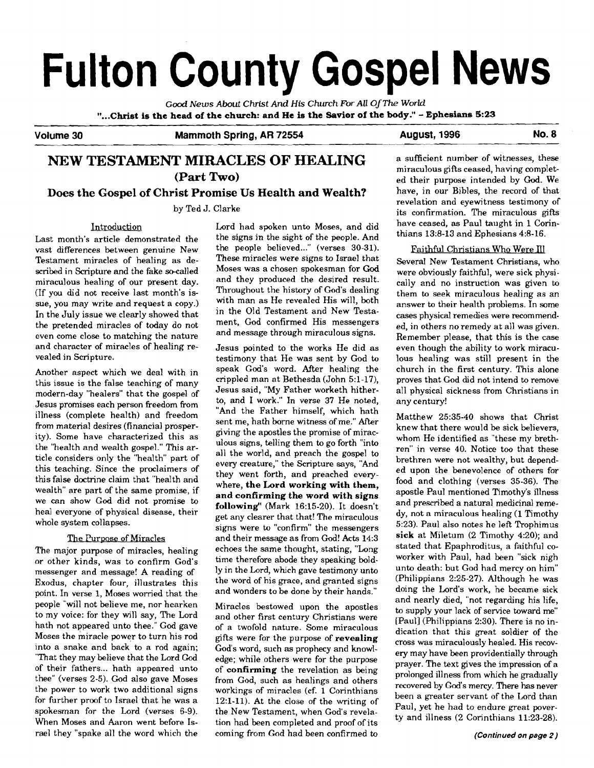# Fulton County Gospel News

*Good News About Christ And His Church For All Of The World*

**"...Christ is the head of the church: and He is the Savior of the body." - Ephesians 5:23**

**Volume 30 — Mammoth Spring, AR 72554 — August, 1996 — No. 8**

## NEW TESTAMENT MIRACLES OF HEALING (Part Two)

### Does the Gospel of Christ Promise Us Health and Wealth?

by Ted J. Clarke

#### Introduction

Last month's article demonstrated the vast differences between genuine New Testament miracles of healing as described in Scripture and the fake so-called miraculous healing of our present day. (If you did not receive last month's issue, you may write and request a copy.) In the July issue we clearly showed that the pretended miracles of today do not even come close to matching the nature and character of miracles of healing revealed in Scripture.

Another aspect which we deal with in this issue is the false teaching of many modern-day "healers" that the gospel of Jesus promises each person freedom from illness (complete health) and freedom from material desires (financial prosperity). Some have characterized this as the "health and wealth gospel." This article considers only the "health" part of this teaching. Since the proclaimers of this false doctrine claim that "health and wealth" are part of the same promise, if we can show God did not promise to heal everyone of physical disease, their whole system collapses.

#### The Purpose of Miracles

The major purpose of miracles, healing or other kinds, was to confirm God's messenger and message! A reading of Exodus, chapter four, illustrates this point. In verse 1, Moses worried that the people "will not believe me, nor hearken to my voice: for they will say, The Lord hath not appeared unto thee." God gave Moses the miracle power to turn his rod into a snake and back to a rod again; "That they may believe that the Lord God of their fathers... hath appeared unto thee" (verses 2-5). God also gave Moses the power to work two additional signs for further proof to Israel that he was a spokesman for the Lord (verses 6-9). When Moses and Aaron went before Israel they "spake all the word which the Lord had spoken unto Moses, and did the signs in the sight of the people. And the people believed..." (verses 30-31). These miracles were signs to Israel that Moses was a chosen spokesman for God and they produced the desired result. Throughout the history of God's dealing with man as He revealed His will, both in the Old Testament and New Testament, God confirmed His messengers and message through miraculous signs.

Jesus pointed to the works He did as testimony that He was sent by God to speak God's word. After healing the crippled man at Bethesda (John 5:1-17), Jesus said, "My Father worketh hitherto, and I work." In verse 37 He noted, "And the Father himself, which hath sent me, hath borne witness of me." After giving the apostles the promise of miraculous signs, telling them to go forth "into all the world, and preach the gospel to every creature," the Scripture says, "And they went forth, and preached everywhere, **the Lord working with them, and confirming the word with signs following**" (Mark 16:15-20). It doesn't get any clearer that that! The miraculous signs were to "confirm" the messengers and their message as from God! Acts 14:3 echoes the same thought, stating, "Long time therefore abode they speaking boldly in the Lord, which gave testimony unto the word of his grace, and granted signs and wonders to be done by their hands."

Miracles bestowed upon the apostles and other first century Christians were of a twofold nature. Some miraculous gifts were for the purpose of **revealing** God's word, such as prophecy and knowledge; while others were for the purpose of **confirming** the revelation as being from God, such as healings and others workings of miracles (cf. 1 Corinthians 12:1-11). At the close of the writing of the New Testament, when God's revelation had been completed and proof of its coming from God had been confirmed to a sufficient number of witnesses, these miraculous gifts ceased, having completed their purpose intended by God. We have, in our Bibles, the record of that revelation and eyewitness testimony of its confirmation. The miraculous gifts have ceased, as Paul taught in 1 Corinthians 13:8-13 and Ephesians 4:8-16.

#### Faithful Christians Who Were Ill

Several New Testament Christians, who were obviously faithful, were sick physically and no instruction was given to them to seek miraculous healing as an answer to their health problems. In some cases physical remedies were recommended, in others no remedy at all was given. Remember please, that this is the case even though the ability to work miraculous healing was still present in the church in the first century. This alone proves that God did not intend to remove all physical sickness from Christians in any century!

Matthew 25:35-40 shows that Christ knew that there would be sick believers, whom He identified as "these my brethren" in verse 40. Notice too that these brethren were not wealthy, but depended upon the benevolence of others for food and clothing (verses 35-36). The apostle Paul mentioned Timothy's illness and prescribed a natural medicinal remedy, not a miraculous healing (1 Timothy 5:23). Paul also notes he left Trophimus **sick** at Miletum (2 Timothy 4:20); and stated that Epaphroditus, a faithful coworker with Paul, had been "sick nigh unto death: but God had mercy on him" (Philippians 2:25-27). Although he was doing the Lord's work, he became sick and nearly died, "not regarding his life, to supply your lack of service toward me" [Paul] (Philippians 2:30). There is no indication that this great soldier of the cross was miraculously healed. His recovery may have been providentially through prayer. The text gives the impression of a prolonged illness from which he gradually recovered by God's mercy. There has never been a greater servant of the Lord than Paul, yet he had to endure great poverty and illness (2 Corinthians 11:23-28).

*(Continued on page 2)*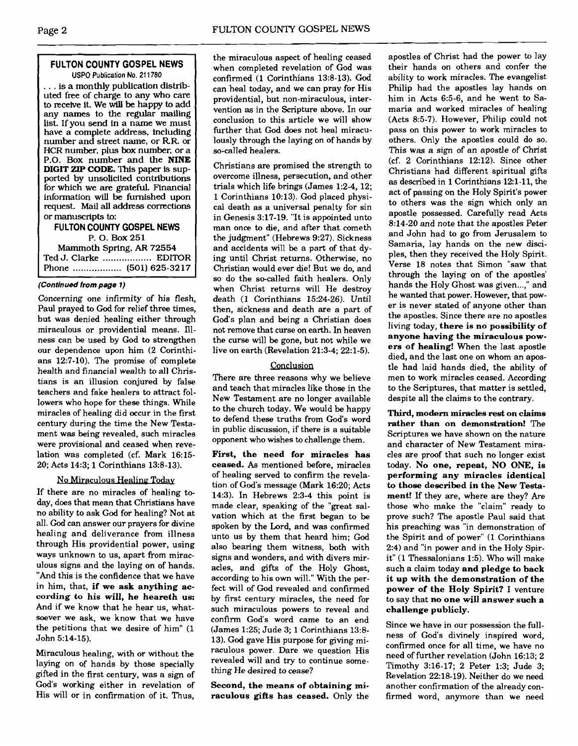## FULTON COUNTY GOSPEL NEWS

USPO Publication No. 211780

. . . is a monthly publication distributed free of charge to any who care to receive it. We will be happy to add any names to the regular mailing list. If you send in a name we must have a complete address, including number and street name, or R.R. or HCR number, plus box number, or a P.O. Box number and the **NINE DIGIT ZIP CODE.** This paper is supported by unsolicited contributions for which we are grateful. Financial information will be furnished upon request. Mail all address corrections or manuscripts to:

**FULTON COUNTY GOSPEL NEWS**
P. O. Box 251
Mammoth Spring, AR 72554
Ted J. Clarke .................. EDITOR
Phone .................. (501) 625-3217

*(Continued from page 1)*

Concerning one infirmity of his flesh, Paul prayed to God for relief three times, but was denied healing either through miraculous or providential means. Illness can be used by God to strengthen our dependence upon him (2 Corinthians 12:7-10). The promise of complete health and financial wealth to all Christians is an illusion conjured by false teachers and fake healers to attract followers who hope for these things. While miracles of healing did occur in the first century during the time the New Testament was being revealed, such miracles were provisional and ceased when revelation was completed (cf. Mark 16:15-20; Acts 14:3; 1 Corinthians 13:8-13).

### No Miraculous Healing Today

If there are no miracles of healing today, does that mean that Christians have no ability to ask God for healing? Not at all. God can answer our prayers for divine healing and deliverance from illness through His providential power, using ways unknown to us, apart from miraculous signs and the laying on of hands. "And this is the confidence that we have in him, that, **if we ask anything according to his will, he heareth us:** And if we know that he hear us, whatsoever we ask, we know that we have the petitions that we desire of him" (1 John 5:14-15).

Miraculous healing, with or without the laying on of hands by those specially gifted in the first century, was a sign of God's working either in revelation of His will or in confirmation of it. Thus, the miraculous aspect of healing ceased when completed revelation of God was confirmed (1 Corinthians 13:8-13). God can heal today, and we can pray for His providential, but non-miraculous, intervention as in the Scripture above. In our conclusion to this article we will show further that God does not heal miraculously through the laying on of hands by so-called healers.

Christians are promised the strength to overcome illness, persecution, and other trials which life brings (James 1:2-4, 12; 1 Corinthians 10:13). God placed physical death as a universal penalty for sin in Genesis 3:17-19. "It is appointed unto man once to die, and after that cometh the judgment" (Hebrews 9:27). Sickness and accidents will be a part of that dying until Christ returns. Otherwise, no Christian would ever die! But we do, and so do the so-called faith healers. Only when Christ returns will He destroy death (1 Corinthians 15:24-26). Until then, sickness and death are a part of God's plan and being a Christian does not remove that curse on earth. In heaven the curse will be gone, but not while we live on earth (Revelation 21:3-4; 22:1-5).

### Conclusion

There are three reasons why we believe and teach that miracles like those in the New Testament are no longer available to the church today. We would be happy to defend these truths from God's word in public discussion, if there is a suitable opponent who wishes to challenge them.

**First, the need for miracles has ceased.** As mentioned before, miracles of healing served to confirm the revelation of God's message (Mark 16:20; Acts 14:3). In Hebrews 2:3-4 this point is made clear, speaking of the "great salvation which at the first began to be spoken by the Lord, and was confirmed unto us by them that heard him; God also bearing them witness, both with signs and wonders, and with divers miracles, and gifts of the Holy Ghost, according to his own will." With the perfect will of God revealed and confirmed by first century miracles, the need for such miraculous powers to reveal and confirm God's word came to an end (James 1:25; Jude 3; 1 Corinthians 13:8-13). God gave His purpose for giving miraculous power. Dare we question His revealed will and try to continue something He desired to cease?

**Second, the means of obtaining miraculous gifts has ceased.** Only the apostles of Christ had the power to lay their hands on others and confer the ability to work miracles. The evangelist Philip had the apostles lay hands on him in Acts 6:5-6, and he went to Samaria and worked miracles of healing (Acts 8:5-7). However, Philip could not pass on this power to work miracles to others. Only the apostles could do so. This was a sign of an apostle of Christ (cf. 2 Corinthians 12:12). Since other Christians had different spiritual gifts as described in 1 Corinthians 12:1-11, the act of passing on the Holy Spirit's power to others was the sign which only an apostle possessed. Carefully read Acts 8:14-20 and note that the apostles Peter and John had to go from Jerusalem to Samaria, lay hands on the new disciples, then they received the Holy Spirit. Verse 18 notes that Simon "saw that through the laying on of the apostles' hands the Holy Ghost was given...," and he wanted that power. However, that power is never stated of anyone other than the apostles. Since there are no apostles living today, **there is no possibility of anyone having the miraculous powers of healing!** When the last apostle died, and the last one on whom an apostle had laid hands died, the ability of men to work miracles ceased. According to the Scriptures, that matter is settled, despite all the claims to the contrary.

**Third, modern miracles rest on claims rather than on demonstration!** The Scriptures we have shown on the nature and character of New Testament miracles are proof that such no longer exist today. **No one, repeat, NO ONE, is performing any miracles identical to those described in the New Testament!** If they are, where are they? Are those who make the "claim" ready to prove such? The apostle Paul said that his preaching was "in demonstration of the Spirit and of power" (1 Corinthians 2:4) and "in power and in the Holy Spirit" (1 Thessalonians 1:5). Who will make such a claim today **and pledge to back it up with the demonstration of the power of the Holy Spirit?** I venture to say that **no one will answer such a challenge publicly.**

Since we have in our possession the fullness of God's divinely inspired word, confirmed once for all time, we have no need of further revelation (John 16:13; 2 Timothy 3:16-17; 2 Peter 1:3; Jude 3; Revelation 22:18-19). Neither do we need another confirmation of the already confirmed word, anymore than we need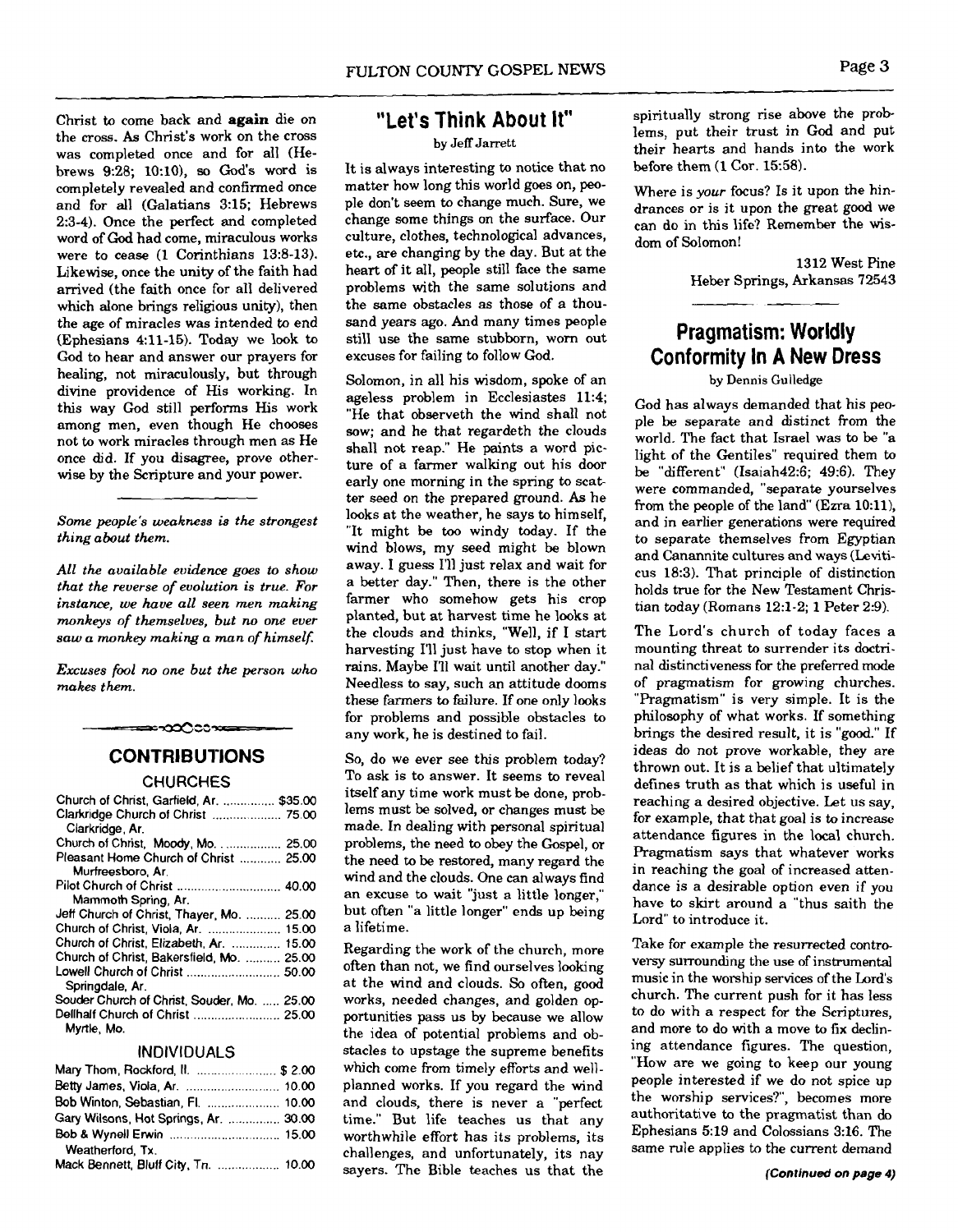Christ to come back and **again** die on the cross. As Christ's work on the cross was completed once and for all (Hebrews 9:28; 10:10), so God's word is completely revealed and confirmed once and for all (Galatians 3:15; Hebrews 2:3-4). Once the perfect and completed word of God had come, miraculous works were to cease (1 Corinthians 13:8-13). Likewise, once the unity of the faith had arrived (the faith once for all delivered which alone brings religious unity), then the age of miracles was intended to end (Ephesians 4:11-15). Today we look to God to hear and answer our prayers for healing, not miraculously, but through divine providence of His working. In this way God still performs His work among men, even though He chooses not to work miracles through men as He once did. If you disagree, prove otherwise by the Scripture and your power.

---

*Some people's weakness is the strongest thing about them.*

*All the available evidence goes to show that the reverse of evolution is true. For instance, we have all seen men making monkeys of themselves, but no one ever saw a monkey making a man of himself.*

*Excuses fool no one but the person who makes them.*

---

## CONTRIBUTIONS

### CHURCHES

| | |
|---|---|
| Church of Christ, Garfield, Ar. | $35.00 |
| Clarkridge Church of Christ, Clarkridge, Ar. | 75.00 |
| Church of Christ, Moody, Mo. | 25.00 |
| Pleasant Home Church of Christ, Murfreesboro, Ar. | 25.00 |
| Pilot Church of Christ, Mammoth Spring, Ar. | 40.00 |
| Jeff Church of Christ, Thayer, Mo. | 25.00 |
| Church of Christ, Viola, Ar. | 15.00 |
| Church of Christ, Elizabeth, Ar. | 15.00 |
| Church of Christ, Bakersfield, Mo. | 25.00 |
| Lowell Church of Christ, Springdale, Ar. | 50.00 |
| Souder Church of Christ, Souder, Mo. | 25.00 |
| Dellhalf Church of Christ, Myrtle, Mo. | 25.00 |

### INDIVIDUALS

| | |
|---|---|
| Mary Thom, Rockford, Il. | $ 2.00 |
| Betty James, Viola, Ar. | 10.00 |
| Bob Winton, Sebastian, Fl. | 10.00 |
| Gary Wilsons, Hot Springs, Ar. | 30.00 |
| Bob & Wynell Erwin, Weatherford, Tx. | 15.00 |
| Mack Bennett, Bluff City, Tn. | 10.00 |

## "Let's Think About It"

by Jeff Jarrett

It is always interesting to notice that no matter how long this world goes on, people don't seem to change much. Sure, we change some things on the surface. Our culture, clothes, technological advances, etc., are changing by the day. But at the heart of it all, people still face the same problems with the same solutions and the same obstacles as those of a thousand years ago. And many times people still use the same stubborn, worn out excuses for failing to follow God.

Solomon, in all his wisdom, spoke of an ageless problem in Ecclesiastes 11:4; "He that observeth the wind shall not sow; and he that regardeth the clouds shall not reap." He paints a word picture of a farmer walking out his door early one morning in the spring to scatter seed on the prepared ground. As he looks at the weather, he says to himself, "It might be too windy today. If the wind blows, my seed might be blown away. I guess I'll just relax and wait for a better day." Then, there is the other farmer who somehow gets his crop planted, but at harvest time he looks at the clouds and thinks, "Well, if I start harvesting I'll just have to stop when it rains. Maybe I'll wait until another day." Needless to say, such an attitude dooms these farmers to failure. If one only looks for problems and possible obstacles to any work, he is destined to fail.

So, do we ever see this problem today? To ask is to answer. It seems to reveal itself any time work must be done, problems must be solved, or changes must be made. In dealing with personal spiritual problems, the need to obey the Gospel, or the need to be restored, many regard the wind and the clouds. One can always find an excuse to wait "just a little longer," but often "a little longer" ends up being a lifetime.

Regarding the work of the church, more often than not, we find ourselves looking at the wind and clouds. So often, good works, needed changes, and golden opportunities pass us by because we allow the idea of potential problems and obstacles to upstage the supreme benefits which come from timely efforts and well-planned works. If you regard the wind and clouds, there is never a "perfect time." But life teaches us that any worthwhile effort has its problems, its challenges, and unfortunately, its nay sayers. The Bible teaches us that the spiritually strong rise above the problems, put their trust in God and put their hearts and hands into the work before them (1 Cor. 15:58).

Where is *your* focus? Is it upon the hindrances or is it upon the great good we can do in this life? Remember the wisdom of Solomon!

1312 West Pine
Heber Springs, Arkansas 72543

## Pragmatism: Worldly Conformity In A New Dress

by Dennis Gulledge

God has always demanded that his people be separate and distinct from the world. The fact that Israel was to be "a light of the Gentiles" required them to be "different" (Isaiah42:6; 49:6). They were commanded, "separate yourselves from the people of the land" (Ezra 10:11), and in earlier generations were required to separate themselves from Egyptian and Canannite cultures and ways (Leviticus 18:3). That principle of distinction holds true for the New Testament Christian today (Romans 12:1-2; 1 Peter 2:9).

The Lord's church of today faces a mounting threat to surrender its doctrinal distinctiveness for the preferred mode of pragmatism for growing churches. "Pragmatism" is very simple. It is the philosophy of what works. If something brings the desired result, it is "good." If ideas do not prove workable, they are thrown out. It is a belief that ultimately defines truth as that which is useful in reaching a desired objective. Let us say, for example, that that goal is to increase attendance figures in the local church. Pragmatism says that whatever works in reaching the goal of increased attendance is a desirable option even if you have to skirt around a "thus saith the Lord" to introduce it.

Take for example the resurrected controversy surrounding the use of instrumental music in the worship services of the Lord's church. The current push for it has less to do with a respect for the Scriptures, and more to do with a move to fix declining attendance figures. The question, "How are we going to keep our young people interested if we do not spice up the worship services?", becomes more authoritative to the pragmatist than do Ephesians 5:19 and Colossians 3:16. The same rule applies to the current demand

***(Continued on page 4)***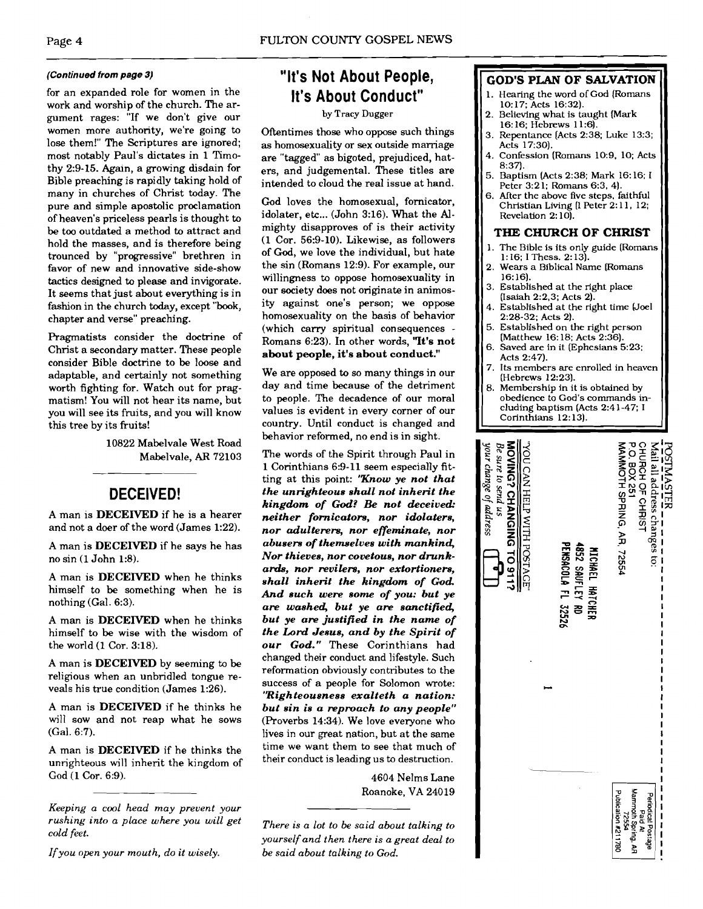*(Continued from page 3)*

for an expanded role for women in the work and worship of the church. The argument rages: "If we don't give our women more authority, we're going to lose them!" The Scriptures are ignored; most notably Paul's dictates in 1 Timothy 2:9-15. Again, a growing disdain for Bible preaching is rapidly taking hold of many in churches of Christ today. The pure and simple apostolic proclamation of heaven's priceless pearls is thought to be too outdated a method to attract and hold the masses, and is therefore being trounced by "progressive" brethren in favor of new and innovative side-show tactics designed to please and invigorate. It seems that just about everything is in fashion in the church today, except "book, chapter and verse" preaching.

Pragmatists consider the doctrine of Christ a secondary matter. These people consider Bible doctrine to be loose and adaptable, and certainly not something worth fighting for. Watch out for pragmatism! You will not hear its name, but you will see its fruits, and you will know this tree by its fruits!

10822 Mabelvale West Road
Mabelvale, AR 72103

## DECEIVED!

A man is **DECEIVED** if he is a hearer and not a doer of the word (James 1:22).

A man is **DECEIVED** if he says he has no sin (1 John 1:8).

A man is **DECEIVED** when he thinks himself to be something when he is nothing (Gal. 6:3).

A man is **DECEIVED** when he thinks himself to be wise with the wisdom of the world (1 Cor. 3:18).

A man is **DECEIVED** by seeming to be religious when an unbridled tongue reveals his true condition (James 1:26).

A man is **DECEIVED** if he thinks he will sow and not reap what he sows (Gal. 6:7).

A man is **DECEIVED** if he thinks the unrighteous will inherit the kingdom of God (1 Cor. 6:9).

*Keeping a cool head may prevent your rushing into a place where you will get cold feet.*

*If you open your mouth, do it wisely.*

## "It's Not About People, It's About Conduct"

by Tracy Dugger

Oftentimes those who oppose such things as homosexuality or sex outside marriage are "tagged" as bigoted, prejudiced, haters, and judgemental. These titles are intended to cloud the real issue at hand.

God loves the homosexual, fornicator, idolater, etc... (John 3:16). What the Almighty disapproves of is their activity (1 Cor. 56:9-10). Likewise, as followers of God, we love the individual, but hate the sin (Romans 12:9). For example, our willingness to oppose homosexuality in our society does not originate in animosity against one's person; we oppose homosexuality on the basis of behavior (which carry spiritual consequences - Romans 6:23). In other words, **"It's not about people, it's about conduct."**

We are opposed to so many things in our day and time because of the detriment to people. The decadence of our moral values is evident in every corner of our country. Until conduct is changed and behavior reformed, no end is in sight.

The words of the Spirit through Paul in 1 Corinthians 6:9-11 seem especially fitting at this point: ***"Know ye not that the unrighteous shall not inherit the kingdom of God? Be not deceived: neither fornicators, nor idolaters, nor adulterers, nor effeminate, nor abusers of themselves with mankind, Nor thieves, nor covetous, nor drunkards, nor revilers, nor extortioners, shall inherit the kingdom of God. And such were some of you: but ye are washed, but ye are sanctified, but ye are justified in the name of the Lord Jesus, and by the Spirit of our God."*** These Corinthians had changed their conduct and lifestyle. Such reformation obviously contributes to the success of a people for Solomon wrote: ***"Righteousness exalteth a nation: but sin is a reproach to any people"*** (Proverbs 14:34). We love everyone who lives in our great nation, but at the same time we want them to see that much of their conduct is leading us to destruction.

4604 Nelms Lane
Roanoke, VA 24019

*There is a lot to be said about talking to yourself and then there is a great deal to be said about talking to God.*

### GOD'S PLAN OF SALVATION

1. Hearing the word of God (Romans 10:17; Acts 16:32).
2. Believing what is taught (Mark 16:16; Hebrews 11:6).
3. Repentance (Acts 2:38; Luke 13:3; Acts 17:30).
4. Confession (Romans 10:9, 10; Acts 8:37).
5. Baptism (Acts 2:38; Mark 16:16; I Peter 3:21; Romans 6:3, 4).
6. After the above five steps, faithful Christian Living (I Peter 2:11, 12; Revelation 2:10).

### THE CHURCH OF CHRIST

1. The Bible is its only guide (Romans 1:16; I Thess. 2:13).
2. Wears a Biblical Name (Romans 16:16).
3. Established at the right place (Isaiah 2:2,3; Acts 2).
4. Established at the right time (Joel 2:28-32; Acts 2).
5. Established on the right person (Matthew 16:18; Acts 2:36).
6. Saved are in it (Ephesians 5:23; Acts 2:47).
7. Its members are enrolled in heaven (Hebrews 12:23).
8. Membership in it is obtained by obedience to God's commands including baptism (Acts 2:41-47; I Corinthians 12:13).

POSTMASTER
Mail all address changes to:
CHURCH OF CHRIST
P.O. BOX 251
MAMMOTH SPRING, AR 72554

Periodical Postage Paid At Mammoth Spring, AR 72554
Publication #211780

MICHAEL HATCHER
4852 SAUFLEY RD
PENSACOLA FL 32526

"YOU CAN HELP WITH POSTAGE"
**MOVING? CHANGING TO 911?**
*Be sure to send us your change of address*